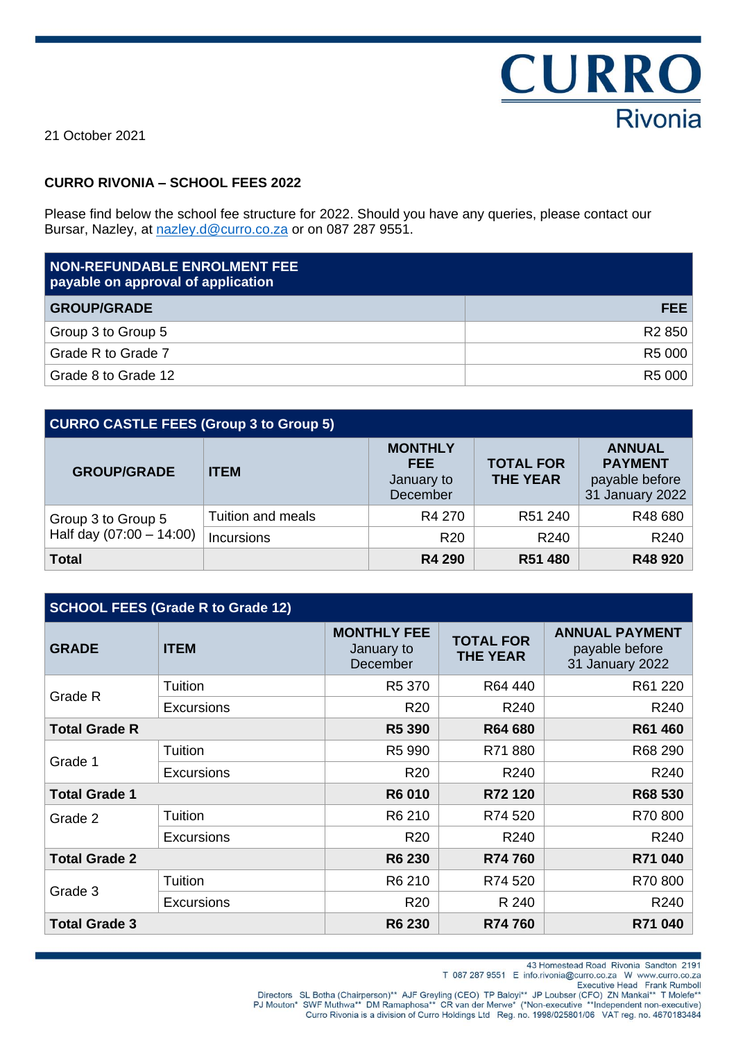CURRO
Rivonia

21 October 2021

**CURRO RIVONIA – SCHOOL FEES 2022**

Please find below the school fee structure for 2022. Should you have any queries, please contact our Bursar, Nazley, at nazley.d@curro.co.za or on 087 287 9551.

| NON-REFUNDABLE ENROLMENT FEE payable on approval of application | |
|---|---|
| **GROUP/GRADE** | **FEE** |
| Group 3 to Group 5 | R2 850 |
| Grade R to Grade 7 | R5 000 |
| Grade 8 to Grade 12 | R5 000 |

| CURRO CASTLE FEES (Group 3 to Group 5) | | | | |
|---|---|---|---|---|
| **GROUP/GRADE** | **ITEM** | **MONTHLY FEE** January to December | **TOTAL FOR THE YEAR** | **ANNUAL PAYMENT** payable before 31 January 2022 |
| Group 3 to Group 5 Half day (07:00 – 14:00) | Tuition and meals | R4 270 | R51 240 | R48 680 |
| | Incursions | R20 | R240 | R240 |
| **Total** | | **R4 290** | **R51 480** | **R48 920** |

| SCHOOL FEES (Grade R to Grade 12) | | | | |
|---|---|---|---|---|
| **GRADE** | **ITEM** | **MONTHLY FEE** January to December | **TOTAL FOR THE YEAR** | **ANNUAL PAYMENT** payable before 31 January 2022 |
| Grade R | Tuition | R5 370 | R64 440 | R61 220 |
| | Excursions | R20 | R240 | R240 |
| **Total Grade R** | | **R5 390** | **R64 680** | **R61 460** |
| Grade 1 | Tuition | R5 990 | R71 880 | R68 290 |
| | Excursions | R20 | R240 | R240 |
| **Total Grade 1** | | **R6 010** | **R72 120** | **R68 530** |
| Grade 2 | Tuition | R6 210 | R74 520 | R70 800 |
| | Excursions | R20 | R240 | R240 |
| **Total Grade 2** | | **R6 230** | **R74 760** | **R71 040** |
| Grade 3 | Tuition | R6 210 | R74 520 | R70 800 |
| | Excursions | R20 | R 240 | R240 |
| **Total Grade 3** | | **R6 230** | **R74 760** | **R71 040** |

43 Homestead Road Rivonia Sandton 2191
T 087 287 9551 E info.rivonia@curro.co.za W www.curro.co.za
Executive Head Frank Rumboll
Directors SL Botha (Chairperson)** AJF Greyling (CEO) TP Baloyi** JP Loubser (CFO) ZN Mankai** T Molefe**
PJ Mouton* SWF Muthwa** DM Ramaphosa** CR van der Merwe* (*Non-executive **Independent non-executive)
Curro Rivonia is a division of Curro Holdings Ltd Reg. no. 1998/025801/06 VAT reg. no. 4670183484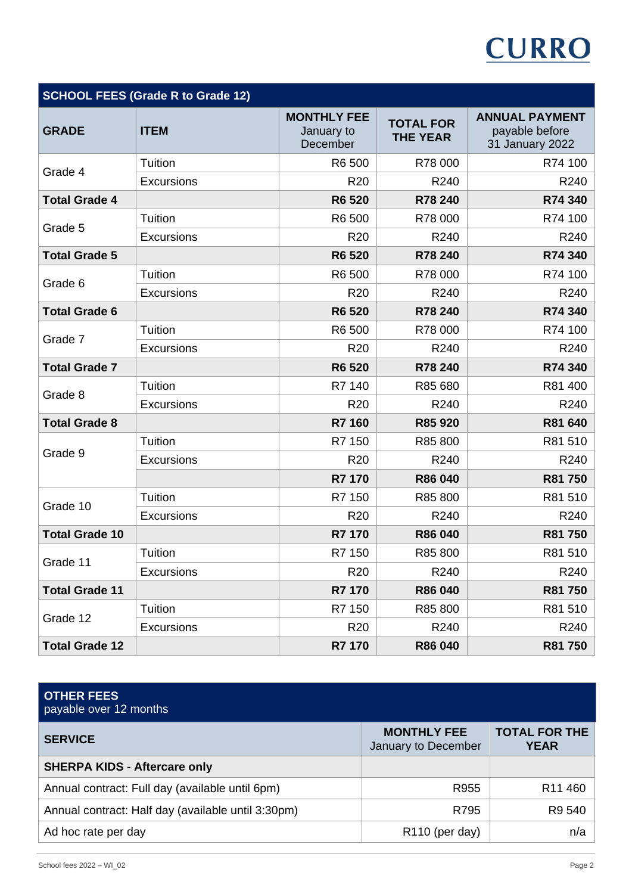CURRO

| SCHOOL FEES (Grade R to Grade 12) | | | | |
|---|---|---|---|---|
| **GRADE** | **ITEM** | **MONTHLY FEE** January to December | **TOTAL FOR THE YEAR** | **ANNUAL PAYMENT** payable before 31 January 2022 |
| Grade 4 | Tuition | R6 500 | R78 000 | R74 100 |
| | Excursions | R20 | R240 | R240 |
| **Total Grade 4** | | **R6 520** | **R78 240** | **R74 340** |
| Grade 5 | Tuition | R6 500 | R78 000 | R74 100 |
| | Excursions | R20 | R240 | R240 |
| **Total Grade 5** | | **R6 520** | **R78 240** | **R74 340** |
| Grade 6 | Tuition | R6 500 | R78 000 | R74 100 |
| | Excursions | R20 | R240 | R240 |
| **Total Grade 6** | | **R6 520** | **R78 240** | **R74 340** |
| Grade 7 | Tuition | R6 500 | R78 000 | R74 100 |
| | Excursions | R20 | R240 | R240 |
| **Total Grade 7** | | **R6 520** | **R78 240** | **R74 340** |
| Grade 8 | Tuition | R7 140 | R85 680 | R81 400 |
| | Excursions | R20 | R240 | R240 |
| **Total Grade 8** | | **R7 160** | **R85 920** | **R81 640** |
| Grade 9 | Tuition | R7 150 | R85 800 | R81 510 |
| | Excursions | R20 | R240 | R240 |
| | | **R7 170** | **R86 040** | **R81 750** |
| Grade 10 | Tuition | R7 150 | R85 800 | R81 510 |
| | Excursions | R20 | R240 | R240 |
| **Total Grade 10** | | **R7 170** | **R86 040** | **R81 750** |
| Grade 11 | Tuition | R7 150 | R85 800 | R81 510 |
| | Excursions | R20 | R240 | R240 |
| **Total Grade 11** | | **R7 170** | **R86 040** | **R81 750** |
| Grade 12 | Tuition | R7 150 | R85 800 | R81 510 |
| | Excursions | R20 | R240 | R240 |
| **Total Grade 12** | | **R7 170** | **R86 040** | **R81 750** |

| **OTHER FEES** payable over 12 months | | |
|---|---|---|
| **SERVICE** | **MONTHLY FEE** January to December | **TOTAL FOR THE YEAR** |
| **SHERPA KIDS - Aftercare only** | | |
| Annual contract: Full day (available until 6pm) | R955 | R11 460 |
| Annual contract: Half day (available until 3:30pm) | R795 | R9 540 |
| Ad hoc rate per day | R110 (per day) | n/a |

School fees 2022 – WI_02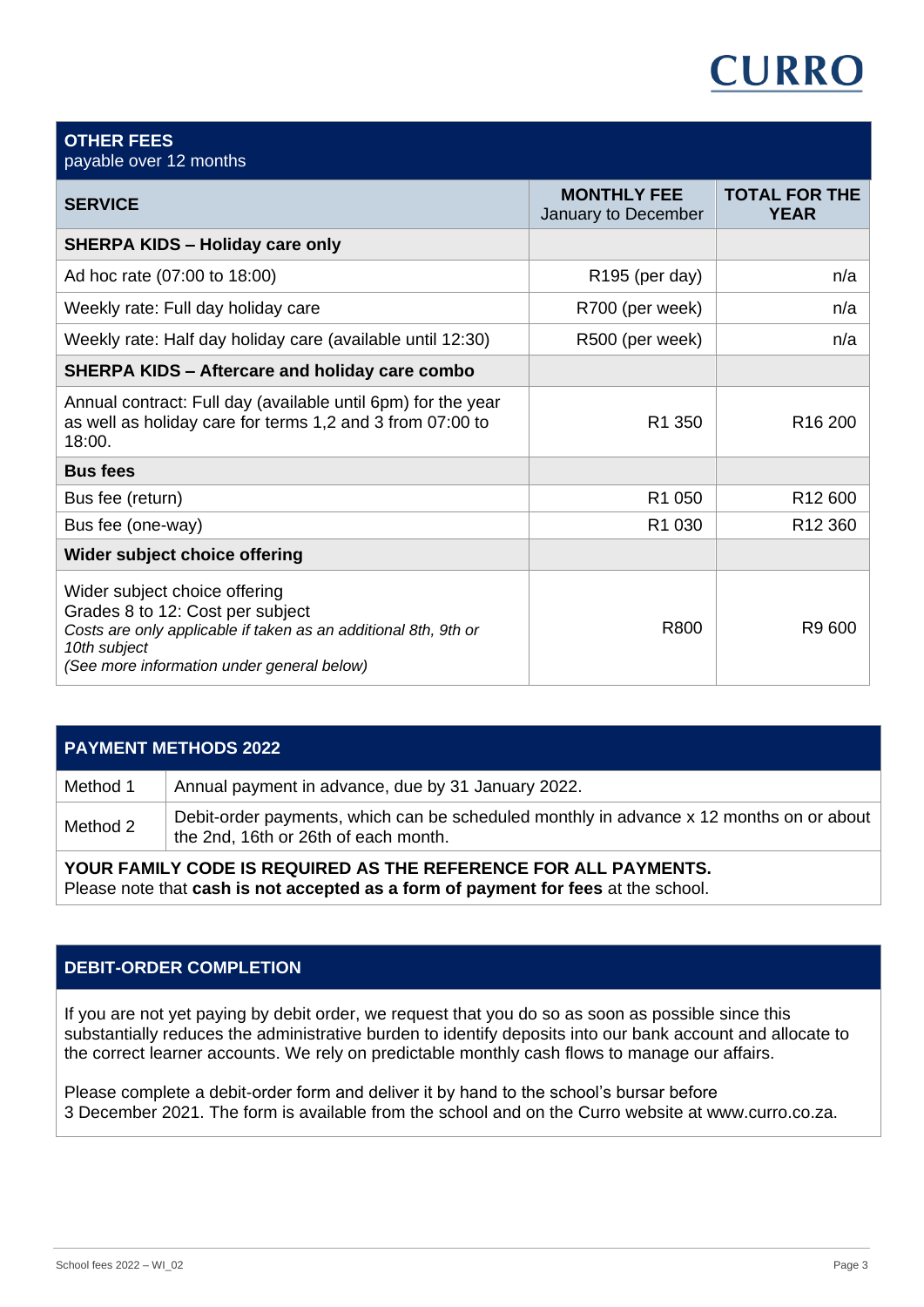## OTHER FEES

payable over 12 months

| SERVICE | MONTHLY FEE January to December | TOTAL FOR THE YEAR |
|---|---|---|
| **SHERPA KIDS – Holiday care only** | | |
| Ad hoc rate (07:00 to 18:00) | R195 (per day) | n/a |
| Weekly rate: Full day holiday care | R700 (per week) | n/a |
| Weekly rate: Half day holiday care (available until 12:30) | R500 (per week) | n/a |
| **SHERPA KIDS – Aftercare and holiday care combo** | | |
| Annual contract: Full day (available until 6pm) for the year as well as holiday care for terms 1,2 and 3 from 07:00 to 18:00. | R1 350 | R16 200 |
| **Bus fees** | | |
| Bus fee (return) | R1 050 | R12 600 |
| Bus fee (one-way) | R1 030 | R12 360 |
| **Wider subject choice offering** | | |
| Wider subject choice offering<br>Grades 8 to 12: Cost per subject<br>*Costs are only applicable if taken as an additional 8th, 9th or 10th subject*<br>*(See more information under general below)* | R800 | R9 600 |

## PAYMENT METHODS 2022

| | |
|---|---|
| Method 1 | Annual payment in advance, due by 31 January 2022. |
| Method 2 | Debit-order payments, which can be scheduled monthly in advance x 12 months on or about the 2nd, 16th or 26th of each month. |

**YOUR FAMILY CODE IS REQUIRED AS THE REFERENCE FOR ALL PAYMENTS.**
Please note that **cash is not accepted as a form of payment for fees** at the school.

## DEBIT-ORDER COMPLETION

If you are not yet paying by debit order, we request that you do so as soon as possible since this substantially reduces the administrative burden to identify deposits into our bank account and allocate to the correct learner accounts. We rely on predictable monthly cash flows to manage our affairs.

Please complete a debit-order form and deliver it by hand to the school's bursar before 3 December 2021. The form is available from the school and on the Curro website at www.curro.co.za.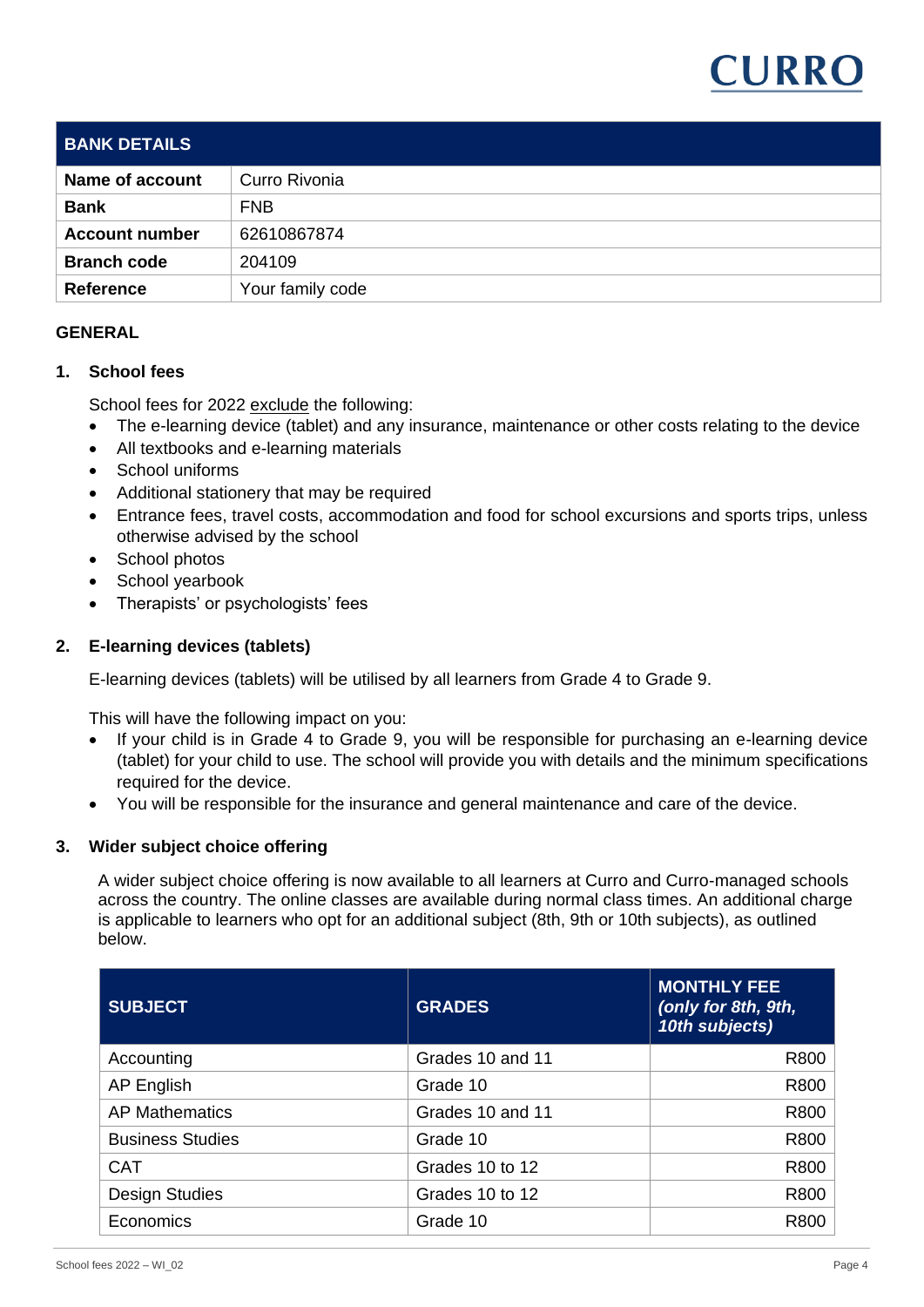| BANK DETAILS | |
|---|---|
| **Name of account** | Curro Rivonia |
| **Bank** | FNB |
| **Account number** | 62610867874 |
| **Branch code** | 204109 |
| **Reference** | Your family code |

## GENERAL

### 1. School fees

School fees for 2022 exclude the following:

- The e-learning device (tablet) and any insurance, maintenance or other costs relating to the device
- All textbooks and e-learning materials
- School uniforms
- Additional stationery that may be required
- Entrance fees, travel costs, accommodation and food for school excursions and sports trips, unless otherwise advised by the school
- School photos
- School yearbook
- Therapists' or psychologists' fees

### 2. E-learning devices (tablets)

E-learning devices (tablets) will be utilised by all learners from Grade 4 to Grade 9.

This will have the following impact on you:

- If your child is in Grade 4 to Grade 9, you will be responsible for purchasing an e-learning device (tablet) for your child to use. The school will provide you with details and the minimum specifications required for the device.
- You will be responsible for the insurance and general maintenance and care of the device.

### 3. Wider subject choice offering

A wider subject choice offering is now available to all learners at Curro and Curro-managed schools across the country. The online classes are available during normal class times. An additional charge is applicable to learners who opt for an additional subject (8th, 9th or 10th subjects), as outlined below.

| SUBJECT | GRADES | MONTHLY FEE *(only for 8th, 9th, 10th subjects)* |
|---|---|---|
| Accounting | Grades 10 and 11 | R800 |
| AP English | Grade 10 | R800 |
| AP Mathematics | Grades 10 and 11 | R800 |
| Business Studies | Grade 10 | R800 |
| CAT | Grades 10 to 12 | R800 |
| Design Studies | Grades 10 to 12 | R800 |
| Economics | Grade 10 | R800 |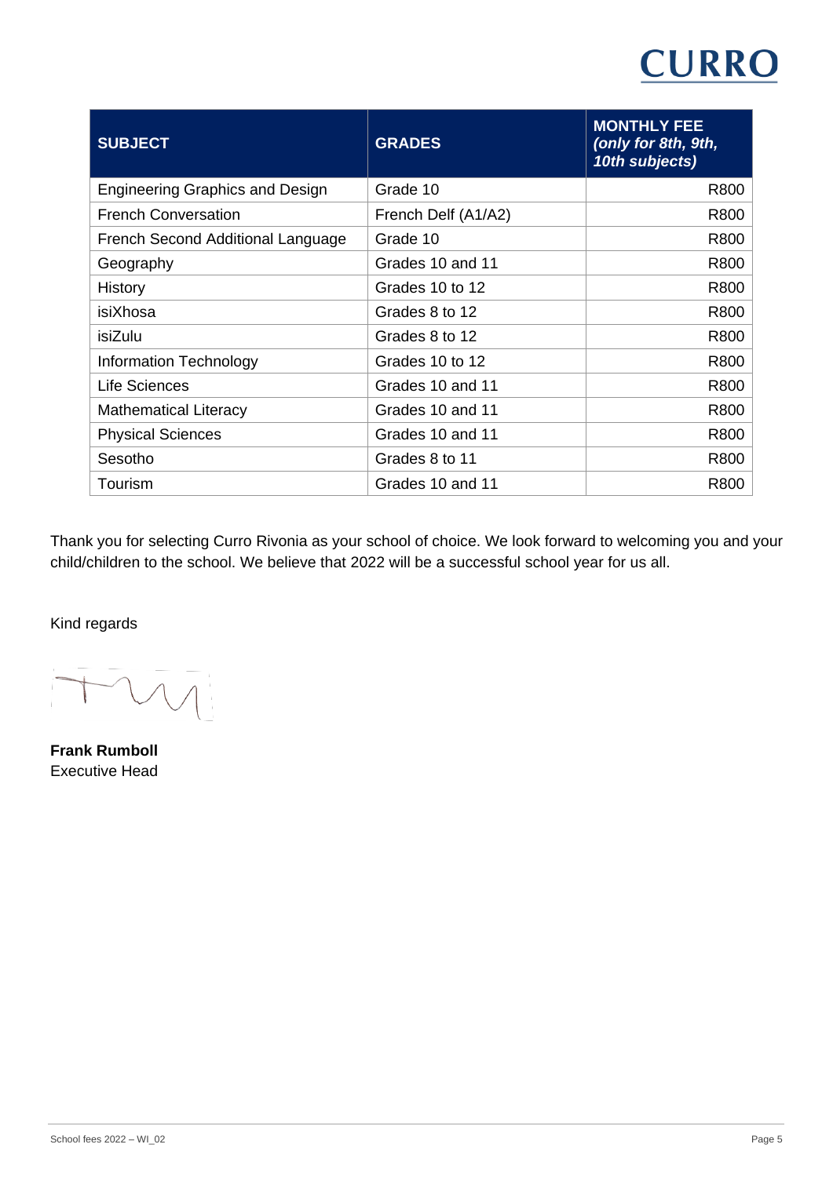| **SUBJECT** | **GRADES** | **MONTHLY FEE** ***(only for 8th, 9th, 10th subjects)*** |
|---|---|---|
| Engineering Graphics and Design | Grade 10 | R800 |
| French Conversation | French Delf (A1/A2) | R800 |
| French Second Additional Language | Grade 10 | R800 |
| Geography | Grades 10 and 11 | R800 |
| History | Grades 10 to 12 | R800 |
| isiXhosa | Grades 8 to 12 | R800 |
| isiZulu | Grades 8 to 12 | R800 |
| Information Technology | Grades 10 to 12 | R800 |
| Life Sciences | Grades 10 and 11 | R800 |
| Mathematical Literacy | Grades 10 and 11 | R800 |
| Physical Sciences | Grades 10 and 11 | R800 |
| Sesotho | Grades 8 to 11 | R800 |
| Tourism | Grades 10 and 11 | R800 |

Thank you for selecting Curro Rivonia as your school of choice. We look forward to welcoming you and your child/children to the school. We believe that 2022 will be a successful school year for us all.

Kind regards

**Frank Rumboll**
Executive Head